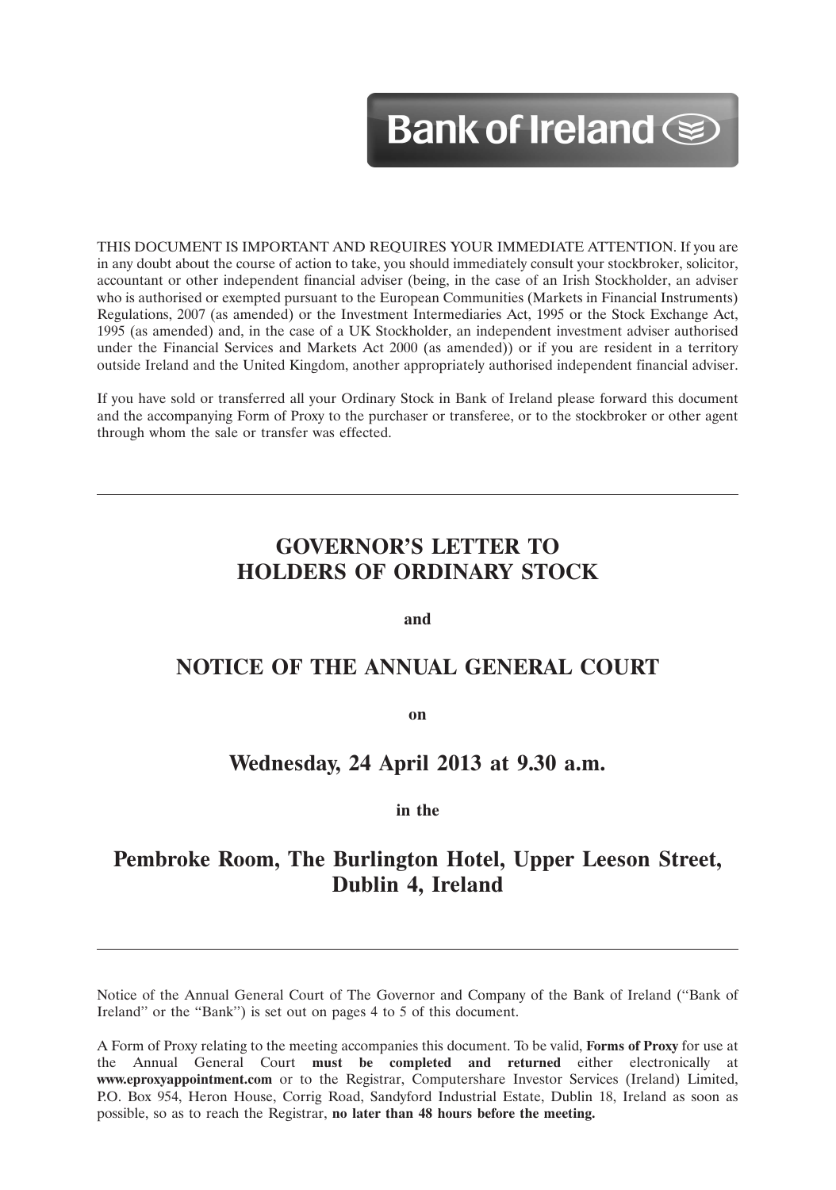Bank of Ireland

THIS DOCUMENT IS IMPORTANT AND REQUIRES YOUR IMMEDIATE ATTENTION. If you are in any doubt about the course of action to take, you should immediately consult your stockbroker, solicitor, accountant or other independent financial adviser (being, in the case of an Irish Stockholder, an adviser who is authorised or exempted pursuant to the European Communities (Markets in Financial Instruments) Regulations, 2007 (as amended) or the Investment Intermediaries Act, 1995 or the Stock Exchange Act, 1995 (as amended) and, in the case of a UK Stockholder, an independent investment adviser authorised under the Financial Services and Markets Act 2000 (as amended)) or if you are resident in a territory outside Ireland and the United Kingdom, another appropriately authorised independent financial adviser.

If you have sold or transferred all your Ordinary Stock in Bank of Ireland please forward this document and the accompanying Form of Proxy to the purchaser or transferee, or to the stockbroker or other agent through whom the sale or transfer was effected.

---

# GOVERNOR'S LETTER TO HOLDERS OF ORDINARY STOCK

**and**

# NOTICE OF THE ANNUAL GENERAL COURT

**on**

## Wednesday, 24 April 2013 at 9.30 a.m.

**in the**

## Pembroke Room, The Burlington Hotel, Upper Leeson Street, Dublin 4, Ireland

---

Notice of the Annual General Court of The Governor and Company of the Bank of Ireland ("Bank of Ireland" or the "Bank") is set out on pages 4 to 5 of this document.

A Form of Proxy relating to the meeting accompanies this document. To be valid, **Forms of Proxy** for use at the Annual General Court **must be completed and returned** either electronically at **www.eproxyappointment.com** or to the Registrar, Computershare Investor Services (Ireland) Limited, P.O. Box 954, Heron House, Corrig Road, Sandyford Industrial Estate, Dublin 18, Ireland as soon as possible, so as to reach the Registrar, **no later than 48 hours before the meeting.**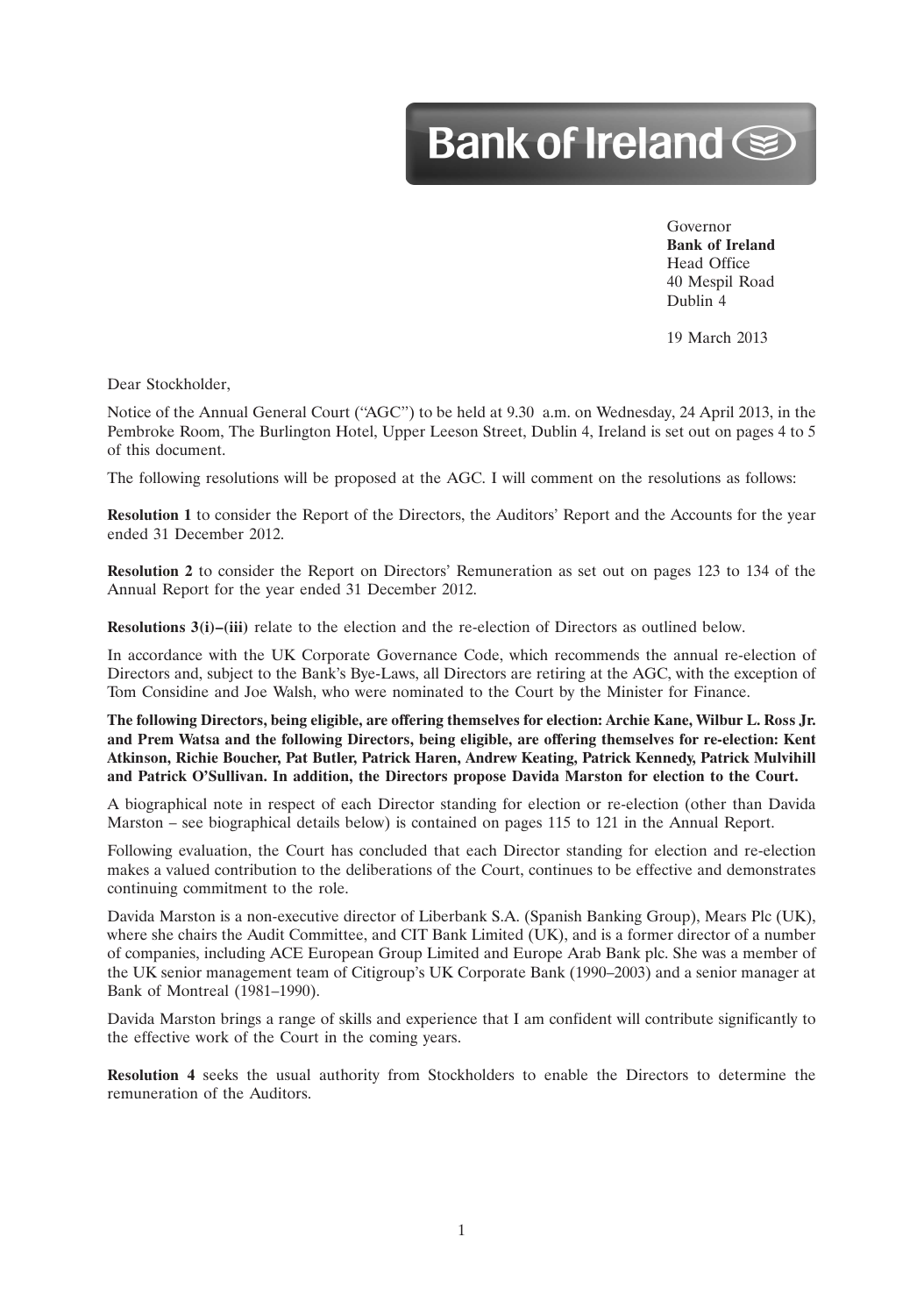Bank of Ireland

Governor
**Bank of Ireland**
Head Office
40 Mespil Road
Dublin 4

19 March 2013

Dear Stockholder,

Notice of the Annual General Court ("AGC") to be held at 9.30 a.m. on Wednesday, 24 April 2013, in the Pembroke Room, The Burlington Hotel, Upper Leeson Street, Dublin 4, Ireland is set out on pages 4 to 5 of this document.

The following resolutions will be proposed at the AGC. I will comment on the resolutions as follows:

**Resolution 1** to consider the Report of the Directors, the Auditors' Report and the Accounts for the year ended 31 December 2012.

**Resolution 2** to consider the Report on Directors' Remuneration as set out on pages 123 to 134 of the Annual Report for the year ended 31 December 2012.

**Resolutions 3(i)–(iii)** relate to the election and the re-election of Directors as outlined below.

In accordance with the UK Corporate Governance Code, which recommends the annual re-election of Directors and, subject to the Bank's Bye-Laws, all Directors are retiring at the AGC, with the exception of Tom Considine and Joe Walsh, who were nominated to the Court by the Minister for Finance.

**The following Directors, being eligible, are offering themselves for election: Archie Kane, Wilbur L. Ross Jr. and Prem Watsa and the following Directors, being eligible, are offering themselves for re-election: Kent Atkinson, Richie Boucher, Pat Butler, Patrick Haren, Andrew Keating, Patrick Kennedy, Patrick Mulvihill and Patrick O'Sullivan. In addition, the Directors propose Davida Marston for election to the Court.**

A biographical note in respect of each Director standing for election or re-election (other than Davida Marston – see biographical details below) is contained on pages 115 to 121 in the Annual Report.

Following evaluation, the Court has concluded that each Director standing for election and re-election makes a valued contribution to the deliberations of the Court, continues to be effective and demonstrates continuing commitment to the role.

Davida Marston is a non-executive director of Liberbank S.A. (Spanish Banking Group), Mears Plc (UK), where she chairs the Audit Committee, and CIT Bank Limited (UK), and is a former director of a number of companies, including ACE European Group Limited and Europe Arab Bank plc. She was a member of the UK senior management team of Citigroup's UK Corporate Bank (1990–2003) and a senior manager at Bank of Montreal (1981–1990).

Davida Marston brings a range of skills and experience that I am confident will contribute significantly to the effective work of the Court in the coming years.

**Resolution 4** seeks the usual authority from Stockholders to enable the Directors to determine the remuneration of the Auditors.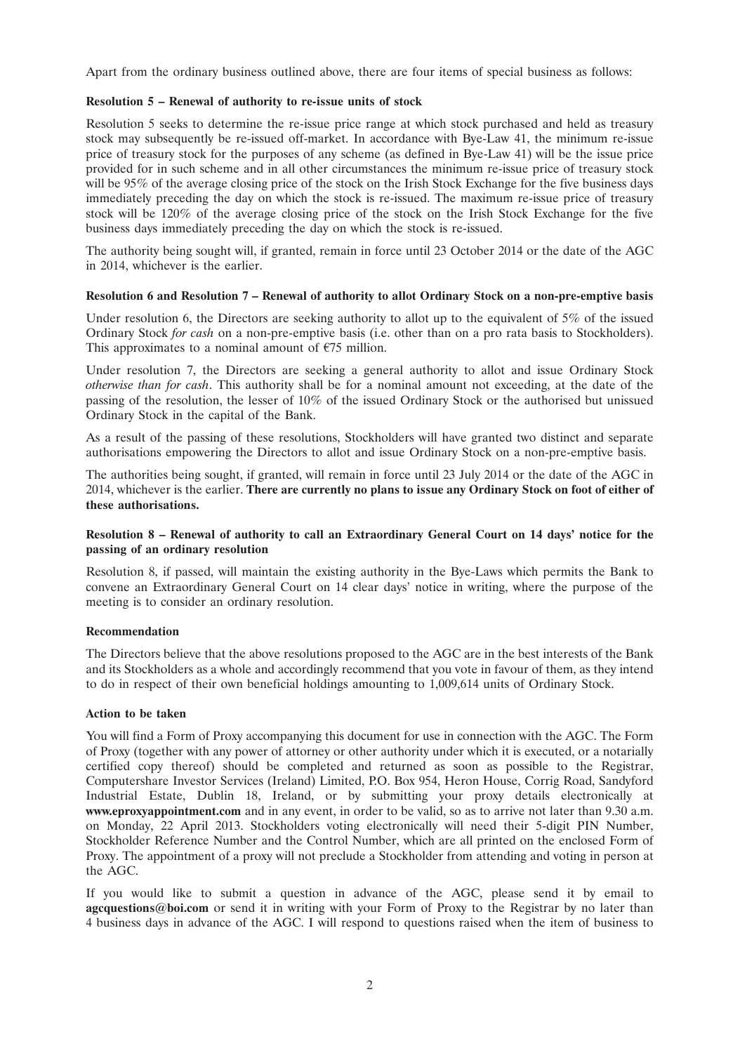Apart from the ordinary business outlined above, there are four items of special business as follows:

**Resolution 5 – Renewal of authority to re-issue units of stock**

Resolution 5 seeks to determine the re-issue price range at which stock purchased and held as treasury stock may subsequently be re-issued off-market. In accordance with Bye-Law 41, the minimum re-issue price of treasury stock for the purposes of any scheme (as defined in Bye-Law 41) will be the issue price provided for in such scheme and in all other circumstances the minimum re-issue price of treasury stock will be 95% of the average closing price of the stock on the Irish Stock Exchange for the five business days immediately preceding the day on which the stock is re-issued. The maximum re-issue price of treasury stock will be 120% of the average closing price of the stock on the Irish Stock Exchange for the five business days immediately preceding the day on which the stock is re-issued.

The authority being sought will, if granted, remain in force until 23 October 2014 or the date of the AGC in 2014, whichever is the earlier.

**Resolution 6 and Resolution 7 – Renewal of authority to allot Ordinary Stock on a non-pre-emptive basis**

Under resolution 6, the Directors are seeking authority to allot up to the equivalent of 5% of the issued Ordinary Stock *for cash* on a non-pre-emptive basis (i.e. other than on a pro rata basis to Stockholders). This approximates to a nominal amount of €75 million.

Under resolution 7, the Directors are seeking a general authority to allot and issue Ordinary Stock *otherwise than for cash*. This authority shall be for a nominal amount not exceeding, at the date of the passing of the resolution, the lesser of 10% of the issued Ordinary Stock or the authorised but unissued Ordinary Stock in the capital of the Bank.

As a result of the passing of these resolutions, Stockholders will have granted two distinct and separate authorisations empowering the Directors to allot and issue Ordinary Stock on a non-pre-emptive basis.

The authorities being sought, if granted, will remain in force until 23 July 2014 or the date of the AGC in 2014, whichever is the earlier. **There are currently no plans to issue any Ordinary Stock on foot of either of these authorisations.**

**Resolution 8 – Renewal of authority to call an Extraordinary General Court on 14 days' notice for the passing of an ordinary resolution**

Resolution 8, if passed, will maintain the existing authority in the Bye-Laws which permits the Bank to convene an Extraordinary General Court on 14 clear days' notice in writing, where the purpose of the meeting is to consider an ordinary resolution.

**Recommendation**

The Directors believe that the above resolutions proposed to the AGC are in the best interests of the Bank and its Stockholders as a whole and accordingly recommend that you vote in favour of them, as they intend to do in respect of their own beneficial holdings amounting to 1,009,614 units of Ordinary Stock.

**Action to be taken**

You will find a Form of Proxy accompanying this document for use in connection with the AGC. The Form of Proxy (together with any power of attorney or other authority under which it is executed, or a notarially certified copy thereof) should be completed and returned as soon as possible to the Registrar, Computershare Investor Services (Ireland) Limited, P.O. Box 954, Heron House, Corrig Road, Sandyford Industrial Estate, Dublin 18, Ireland, or by submitting your proxy details electronically at **www.eproxyappointment.com** and in any event, in order to be valid, so as to arrive not later than 9.30 a.m. on Monday, 22 April 2013. Stockholders voting electronically will need their 5-digit PIN Number, Stockholder Reference Number and the Control Number, which are all printed on the enclosed Form of Proxy. The appointment of a proxy will not preclude a Stockholder from attending and voting in person at the AGC.

If you would like to submit a question in advance of the AGC, please send it by email to **agcquestions@boi.com** or send it in writing with your Form of Proxy to the Registrar by no later than 4 business days in advance of the AGC. I will respond to questions raised when the item of business to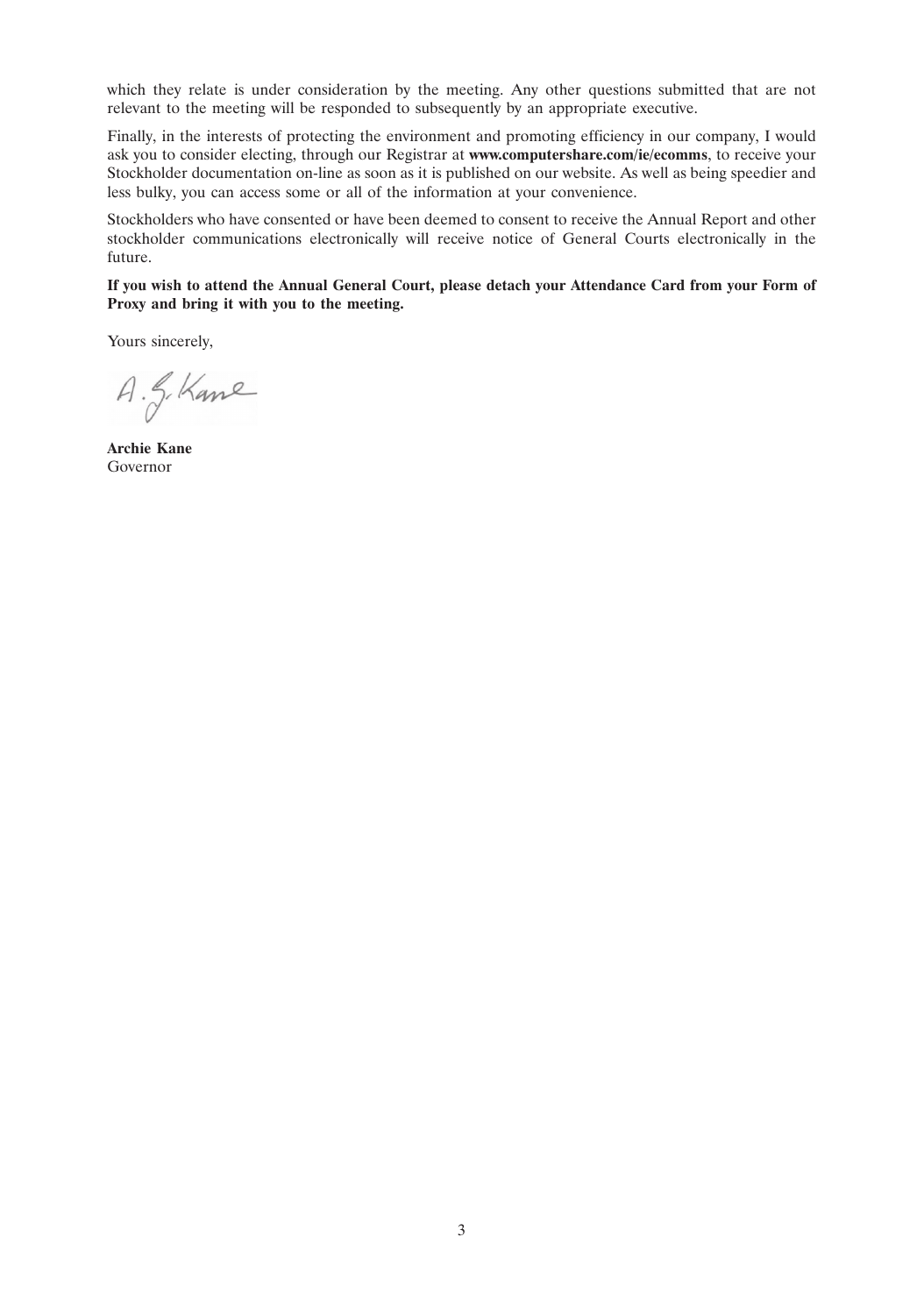which they relate is under consideration by the meeting. Any other questions submitted that are not relevant to the meeting will be responded to subsequently by an appropriate executive.

Finally, in the interests of protecting the environment and promoting efficiency in our company, I would ask you to consider electing, through our Registrar at **www.computershare.com/ie/ecomms**, to receive your Stockholder documentation on-line as soon as it is published on our website. As well as being speedier and less bulky, you can access some or all of the information at your convenience.

Stockholders who have consented or have been deemed to consent to receive the Annual Report and other stockholder communications electronically will receive notice of General Courts electronically in the future.

**If you wish to attend the Annual General Court, please detach your Attendance Card from your Form of Proxy and bring it with you to the meeting.**

Yours sincerely,

A. G. Kane

**Archie Kane**
Governor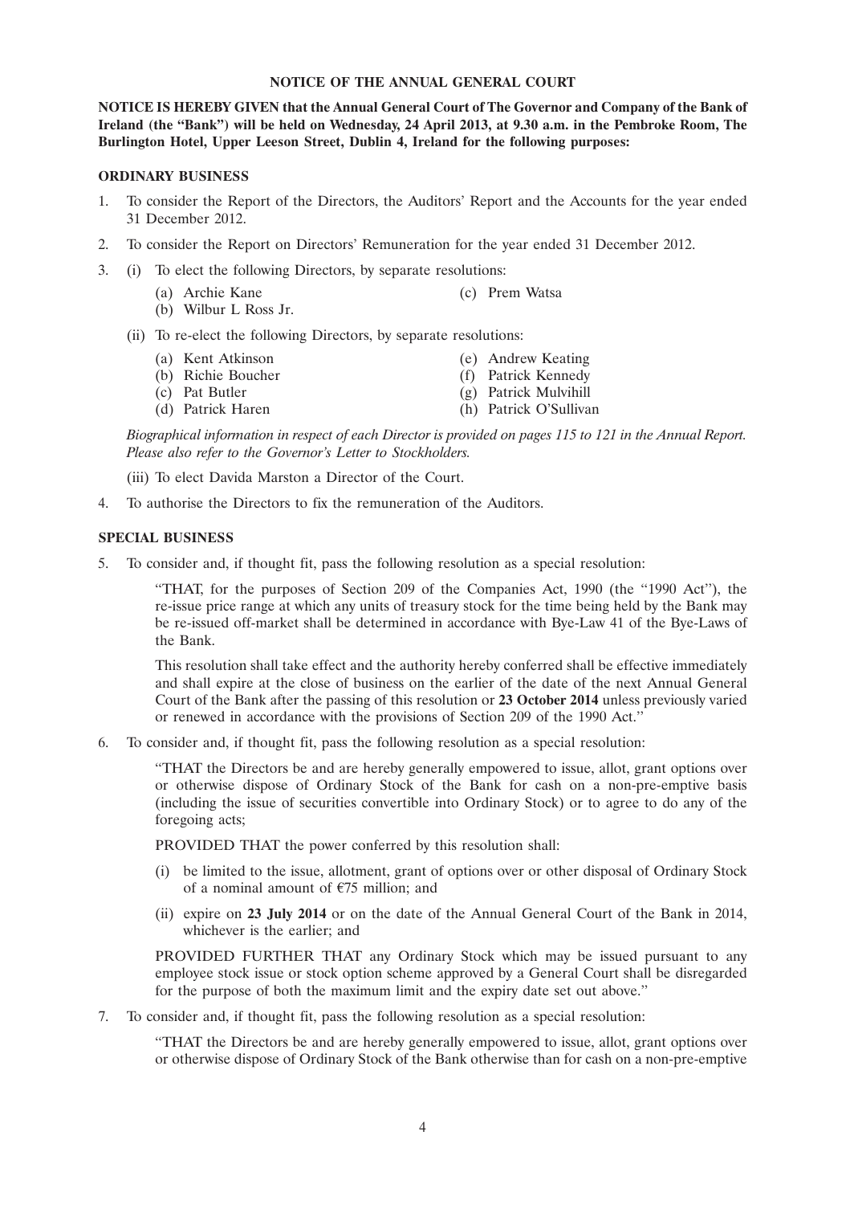# NOTICE OF THE ANNUAL GENERAL COURT

**NOTICE IS HEREBY GIVEN that the Annual General Court of The Governor and Company of the Bank of Ireland (the "Bank") will be held on Wednesday, 24 April 2013, at 9.30 a.m. in the Pembroke Room, The Burlington Hotel, Upper Leeson Street, Dublin 4, Ireland for the following purposes:**

## ORDINARY BUSINESS

1. To consider the Report of the Directors, the Auditors' Report and the Accounts for the year ended 31 December 2012.
2. To consider the Report on Directors' Remuneration for the year ended 31 December 2012.
3. (i) To elect the following Directors, by separate resolutions:
   - (a) Archie Kane
   - (b) Wilbur L Ross Jr.
   - (c) Prem Watsa

   (ii) To re-elect the following Directors, by separate resolutions:
   - (a) Kent Atkinson
   - (b) Richie Boucher
   - (c) Pat Butler
   - (d) Patrick Haren
   - (e) Andrew Keating
   - (f) Patrick Kennedy
   - (g) Patrick Mulvihill
   - (h) Patrick O'Sullivan

   *Biographical information in respect of each Director is provided on pages 115 to 121 in the Annual Report. Please also refer to the Governor's Letter to Stockholders.*

   (iii) To elect Davida Marston a Director of the Court.
4. To authorise the Directors to fix the remuneration of the Auditors.

## SPECIAL BUSINESS

5. To consider and, if thought fit, pass the following resolution as a special resolution:

   "THAT, for the purposes of Section 209 of the Companies Act, 1990 (the "1990 Act"), the re-issue price range at which any units of treasury stock for the time being held by the Bank may be re-issued off-market shall be determined in accordance with Bye-Law 41 of the Bye-Laws of the Bank.

   This resolution shall take effect and the authority hereby conferred shall be effective immediately and shall expire at the close of business on the earlier of the date of the next Annual General Court of the Bank after the passing of this resolution or **23 October 2014** unless previously varied or renewed in accordance with the provisions of Section 209 of the 1990 Act."

6. To consider and, if thought fit, pass the following resolution as a special resolution:

   "THAT the Directors be and are hereby generally empowered to issue, allot, grant options over or otherwise dispose of Ordinary Stock of the Bank for cash on a non-pre-emptive basis (including the issue of securities convertible into Ordinary Stock) or to agree to do any of the foregoing acts;

   PROVIDED THAT the power conferred by this resolution shall:

   (i) be limited to the issue, allotment, grant of options over or other disposal of Ordinary Stock of a nominal amount of €75 million; and

   (ii) expire on **23 July 2014** or on the date of the Annual General Court of the Bank in 2014, whichever is the earlier; and

   PROVIDED FURTHER THAT any Ordinary Stock which may be issued pursuant to any employee stock issue or stock option scheme approved by a General Court shall be disregarded for the purpose of both the maximum limit and the expiry date set out above."

7. To consider and, if thought fit, pass the following resolution as a special resolution:

   "THAT the Directors be and are hereby generally empowered to issue, allot, grant options over or otherwise dispose of Ordinary Stock of the Bank otherwise than for cash on a non-pre-emptive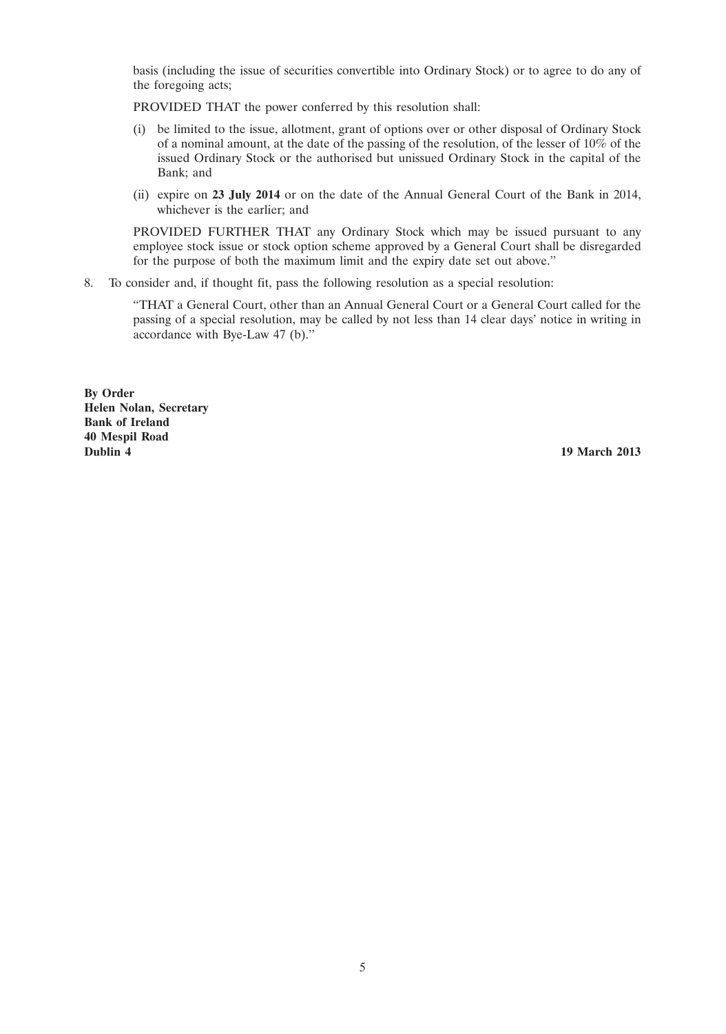basis (including the issue of securities convertible into Ordinary Stock) or to agree to do any of the foregoing acts;

PROVIDED THAT the power conferred by this resolution shall:

(i) be limited to the issue, allotment, grant of options over or other disposal of Ordinary Stock of a nominal amount, at the date of the passing of the resolution, of the lesser of 10% of the issued Ordinary Stock or the authorised but unissued Ordinary Stock in the capital of the Bank; and

(ii) expire on **23 July 2014** or on the date of the Annual General Court of the Bank in 2014, whichever is the earlier; and

PROVIDED FURTHER THAT any Ordinary Stock which may be issued pursuant to any employee stock issue or stock option scheme approved by a General Court shall be disregarded for the purpose of both the maximum limit and the expiry date set out above."

8. To consider and, if thought fit, pass the following resolution as a special resolution:

"THAT a General Court, other than an Annual General Court or a General Court called for the passing of a special resolution, may be called by not less than 14 clear days' notice in writing in accordance with Bye-Law 47 (b)."

**By Order**
**Helen Nolan, Secretary**
**Bank of Ireland**
**40 Mespil Road**
**Dublin 4**

**19 March 2013**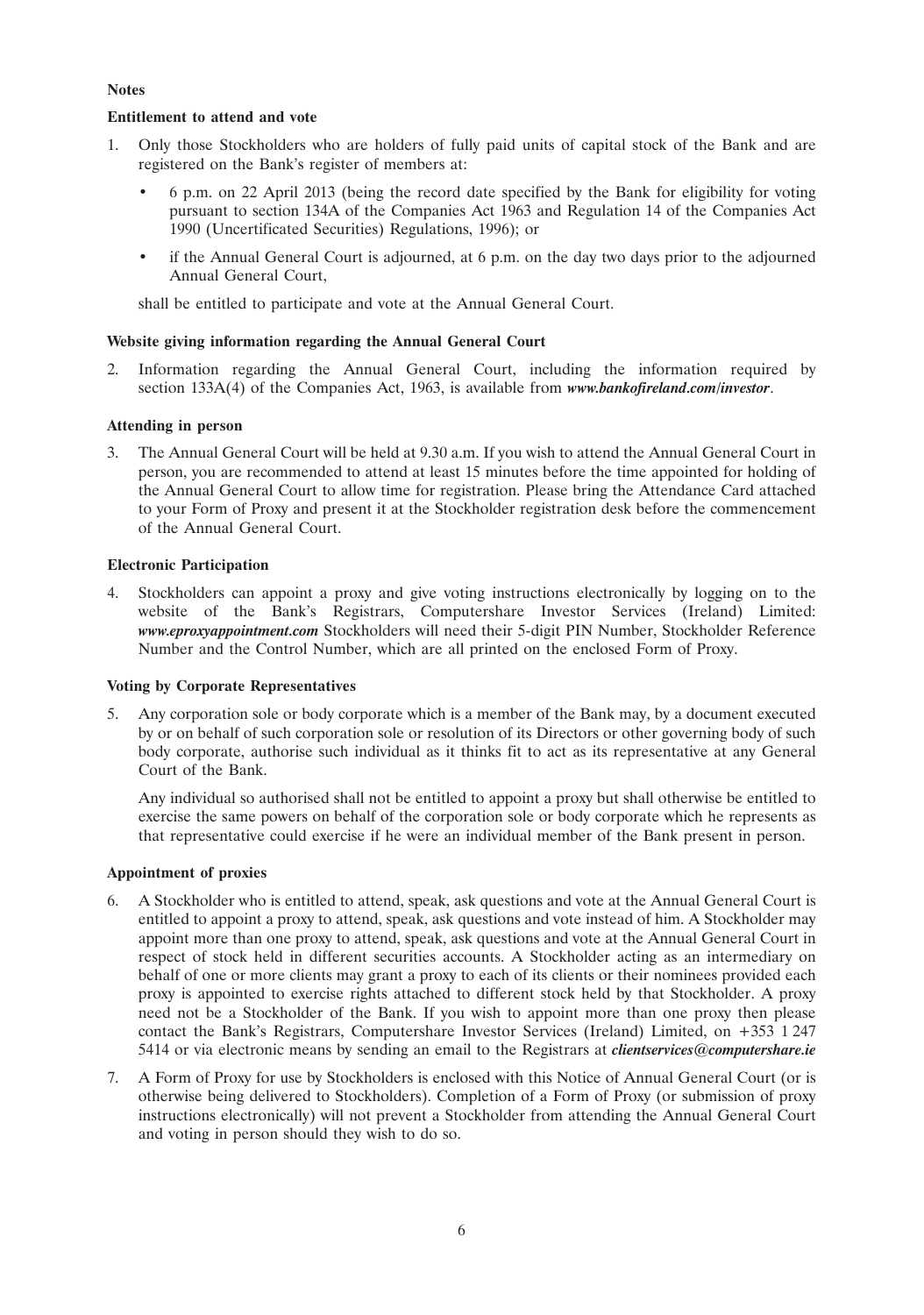**Notes**

**Entitlement to attend and vote**

1. Only those Stockholders who are holders of fully paid units of capital stock of the Bank and are registered on the Bank's register of members at:

   - 6 p.m. on 22 April 2013 (being the record date specified by the Bank for eligibility for voting pursuant to section 134A of the Companies Act 1963 and Regulation 14 of the Companies Act 1990 (Uncertificated Securities) Regulations, 1996); or
   - if the Annual General Court is adjourned, at 6 p.m. on the day two days prior to the adjourned Annual General Court,

   shall be entitled to participate and vote at the Annual General Court.

**Website giving information regarding the Annual General Court**

2. Information regarding the Annual General Court, including the information required by section 133A(4) of the Companies Act, 1963, is available from ***www.bankofireland.com/investor***.

**Attending in person**

3. The Annual General Court will be held at 9.30 a.m. If you wish to attend the Annual General Court in person, you are recommended to attend at least 15 minutes before the time appointed for holding of the Annual General Court to allow time for registration. Please bring the Attendance Card attached to your Form of Proxy and present it at the Stockholder registration desk before the commencement of the Annual General Court.

**Electronic Participation**

4. Stockholders can appoint a proxy and give voting instructions electronically by logging on to the website of the Bank's Registrars, Computershare Investor Services (Ireland) Limited: ***www.eproxyappointment.com*** Stockholders will need their 5-digit PIN Number, Stockholder Reference Number and the Control Number, which are all printed on the enclosed Form of Proxy.

**Voting by Corporate Representatives**

5. Any corporation sole or body corporate which is a member of the Bank may, by a document executed by or on behalf of such corporation sole or resolution of its Directors or other governing body of such body corporate, authorise such individual as it thinks fit to act as its representative at any General Court of the Bank.

   Any individual so authorised shall not be entitled to appoint a proxy but shall otherwise be entitled to exercise the same powers on behalf of the corporation sole or body corporate which he represents as that representative could exercise if he were an individual member of the Bank present in person.

**Appointment of proxies**

6. A Stockholder who is entitled to attend, speak, ask questions and vote at the Annual General Court is entitled to appoint a proxy to attend, speak, ask questions and vote instead of him. A Stockholder may appoint more than one proxy to attend, speak, ask questions and vote at the Annual General Court in respect of stock held in different securities accounts. A Stockholder acting as an intermediary on behalf of one or more clients may grant a proxy to each of its clients or their nominees provided each proxy is appointed to exercise rights attached to different stock held by that Stockholder. A proxy need not be a Stockholder of the Bank. If you wish to appoint more than one proxy then please contact the Bank's Registrars, Computershare Investor Services (Ireland) Limited, on +353 1 247 5414 or via electronic means by sending an email to the Registrars at ***clientservices@computershare.ie***

7. A Form of Proxy for use by Stockholders is enclosed with this Notice of Annual General Court (or is otherwise being delivered to Stockholders). Completion of a Form of Proxy (or submission of proxy instructions electronically) will not prevent a Stockholder from attending the Annual General Court and voting in person should they wish to do so.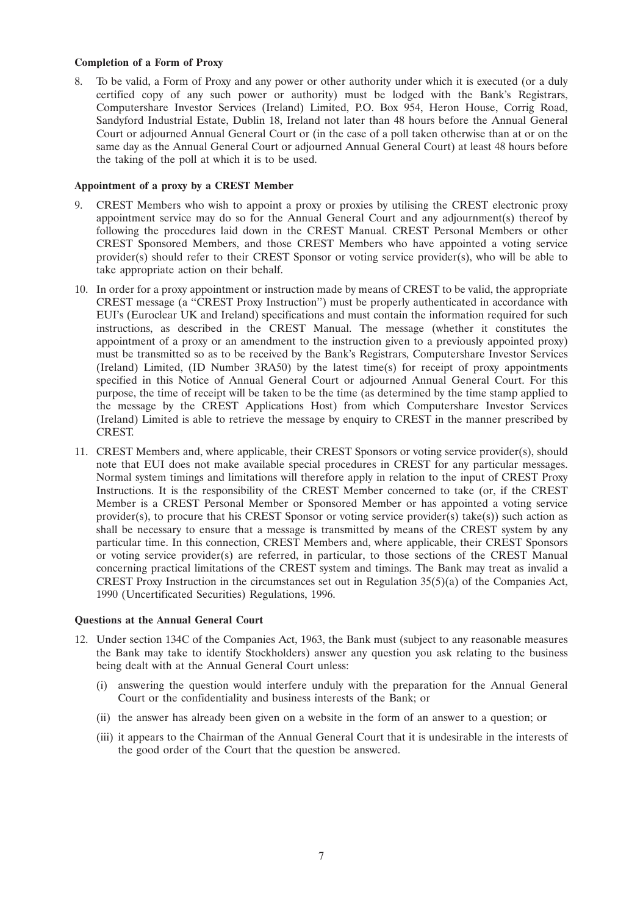**Completion of a Form of Proxy**

8. To be valid, a Form of Proxy and any power or other authority under which it is executed (or a duly certified copy of any such power or authority) must be lodged with the Bank's Registrars, Computershare Investor Services (Ireland) Limited, P.O. Box 954, Heron House, Corrig Road, Sandyford Industrial Estate, Dublin 18, Ireland not later than 48 hours before the Annual General Court or adjourned Annual General Court or (in the case of a poll taken otherwise than at or on the same day as the Annual General Court or adjourned Annual General Court) at least 48 hours before the taking of the poll at which it is to be used.

**Appointment of a proxy by a CREST Member**

9. CREST Members who wish to appoint a proxy or proxies by utilising the CREST electronic proxy appointment service may do so for the Annual General Court and any adjournment(s) thereof by following the procedures laid down in the CREST Manual. CREST Personal Members or other CREST Sponsored Members, and those CREST Members who have appointed a voting service provider(s) should refer to their CREST Sponsor or voting service provider(s), who will be able to take appropriate action on their behalf.

10. In order for a proxy appointment or instruction made by means of CREST to be valid, the appropriate CREST message (a "CREST Proxy Instruction") must be properly authenticated in accordance with EUI's (Euroclear UK and Ireland) specifications and must contain the information required for such instructions, as described in the CREST Manual. The message (whether it constitutes the appointment of a proxy or an amendment to the instruction given to a previously appointed proxy) must be transmitted so as to be received by the Bank's Registrars, Computershare Investor Services (Ireland) Limited, (ID Number 3RA50) by the latest time(s) for receipt of proxy appointments specified in this Notice of Annual General Court or adjourned Annual General Court. For this purpose, the time of receipt will be taken to be the time (as determined by the time stamp applied to the message by the CREST Applications Host) from which Computershare Investor Services (Ireland) Limited is able to retrieve the message by enquiry to CREST in the manner prescribed by CREST.

11. CREST Members and, where applicable, their CREST Sponsors or voting service provider(s), should note that EUI does not make available special procedures in CREST for any particular messages. Normal system timings and limitations will therefore apply in relation to the input of CREST Proxy Instructions. It is the responsibility of the CREST Member concerned to take (or, if the CREST Member is a CREST Personal Member or Sponsored Member or has appointed a voting service provider(s), to procure that his CREST Sponsor or voting service provider(s) take(s)) such action as shall be necessary to ensure that a message is transmitted by means of the CREST system by any particular time. In this connection, CREST Members and, where applicable, their CREST Sponsors or voting service provider(s) are referred, in particular, to those sections of the CREST Manual concerning practical limitations of the CREST system and timings. The Bank may treat as invalid a CREST Proxy Instruction in the circumstances set out in Regulation 35(5)(a) of the Companies Act, 1990 (Uncertificated Securities) Regulations, 1996.

**Questions at the Annual General Court**

12. Under section 134C of the Companies Act, 1963, the Bank must (subject to any reasonable measures the Bank may take to identify Stockholders) answer any question you ask relating to the business being dealt with at the Annual General Court unless:

    (i) answering the question would interfere unduly with the preparation for the Annual General Court or the confidentiality and business interests of the Bank; or

    (ii) the answer has already been given on a website in the form of an answer to a question; or

    (iii) it appears to the Chairman of the Annual General Court that it is undesirable in the interests of the good order of the Court that the question be answered.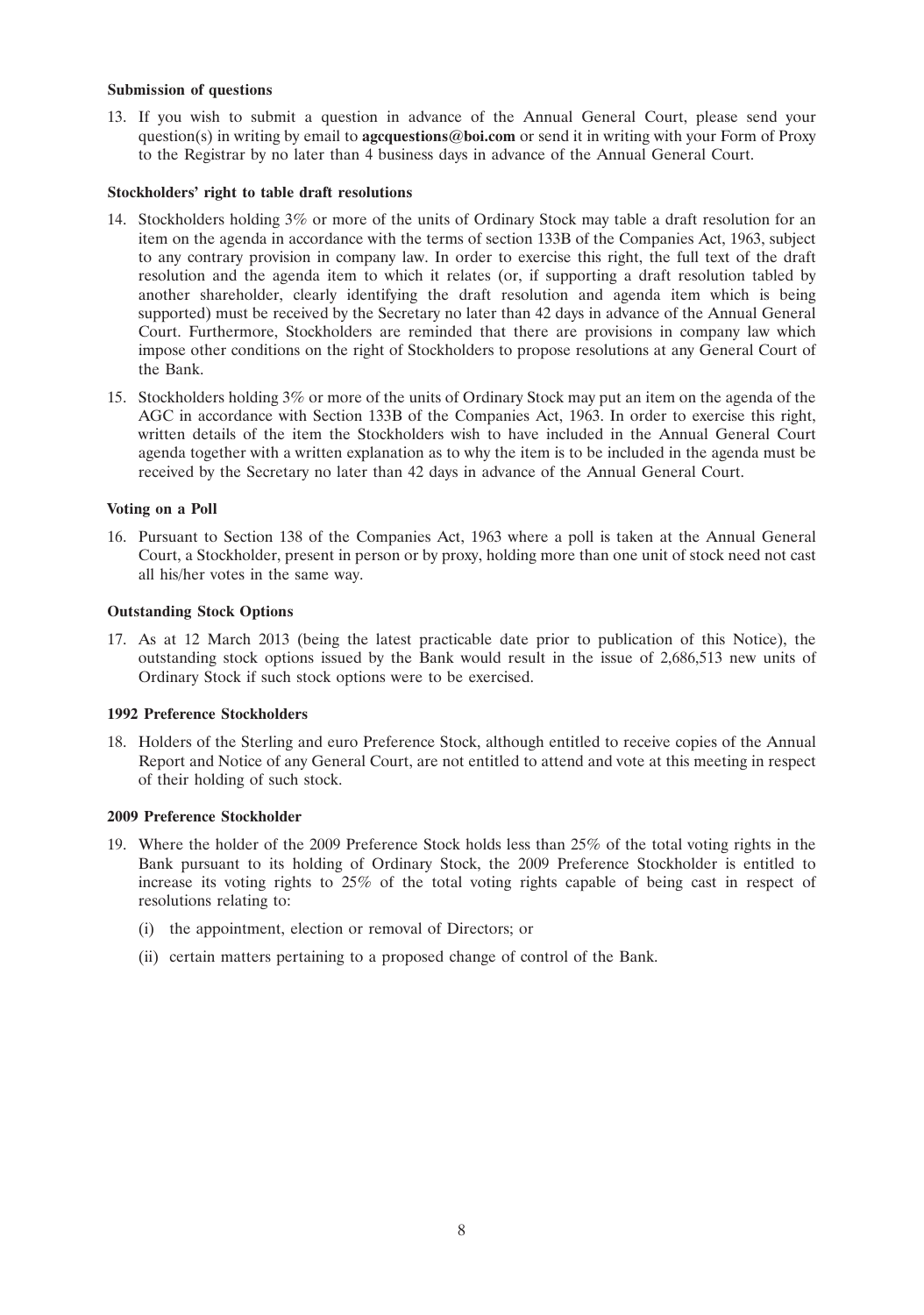**Submission of questions**

13. If you wish to submit a question in advance of the Annual General Court, please send your question(s) in writing by email to **agcquestions@boi.com** or send it in writing with your Form of Proxy to the Registrar by no later than 4 business days in advance of the Annual General Court.

**Stockholders' right to table draft resolutions**

14. Stockholders holding 3% or more of the units of Ordinary Stock may table a draft resolution for an item on the agenda in accordance with the terms of section 133B of the Companies Act, 1963, subject to any contrary provision in company law. In order to exercise this right, the full text of the draft resolution and the agenda item to which it relates (or, if supporting a draft resolution tabled by another shareholder, clearly identifying the draft resolution and agenda item which is being supported) must be received by the Secretary no later than 42 days in advance of the Annual General Court. Furthermore, Stockholders are reminded that there are provisions in company law which impose other conditions on the right of Stockholders to propose resolutions at any General Court of the Bank.

15. Stockholders holding 3% or more of the units of Ordinary Stock may put an item on the agenda of the AGC in accordance with Section 133B of the Companies Act, 1963. In order to exercise this right, written details of the item the Stockholders wish to have included in the Annual General Court agenda together with a written explanation as to why the item is to be included in the agenda must be received by the Secretary no later than 42 days in advance of the Annual General Court.

**Voting on a Poll**

16. Pursuant to Section 138 of the Companies Act, 1963 where a poll is taken at the Annual General Court, a Stockholder, present in person or by proxy, holding more than one unit of stock need not cast all his/her votes in the same way.

**Outstanding Stock Options**

17. As at 12 March 2013 (being the latest practicable date prior to publication of this Notice), the outstanding stock options issued by the Bank would result in the issue of 2,686,513 new units of Ordinary Stock if such stock options were to be exercised.

**1992 Preference Stockholders**

18. Holders of the Sterling and euro Preference Stock, although entitled to receive copies of the Annual Report and Notice of any General Court, are not entitled to attend and vote at this meeting in respect of their holding of such stock.

**2009 Preference Stockholder**

19. Where the holder of the 2009 Preference Stock holds less than 25% of the total voting rights in the Bank pursuant to its holding of Ordinary Stock, the 2009 Preference Stockholder is entitled to increase its voting rights to 25% of the total voting rights capable of being cast in respect of resolutions relating to:

    (i) the appointment, election or removal of Directors; or

    (ii) certain matters pertaining to a proposed change of control of the Bank.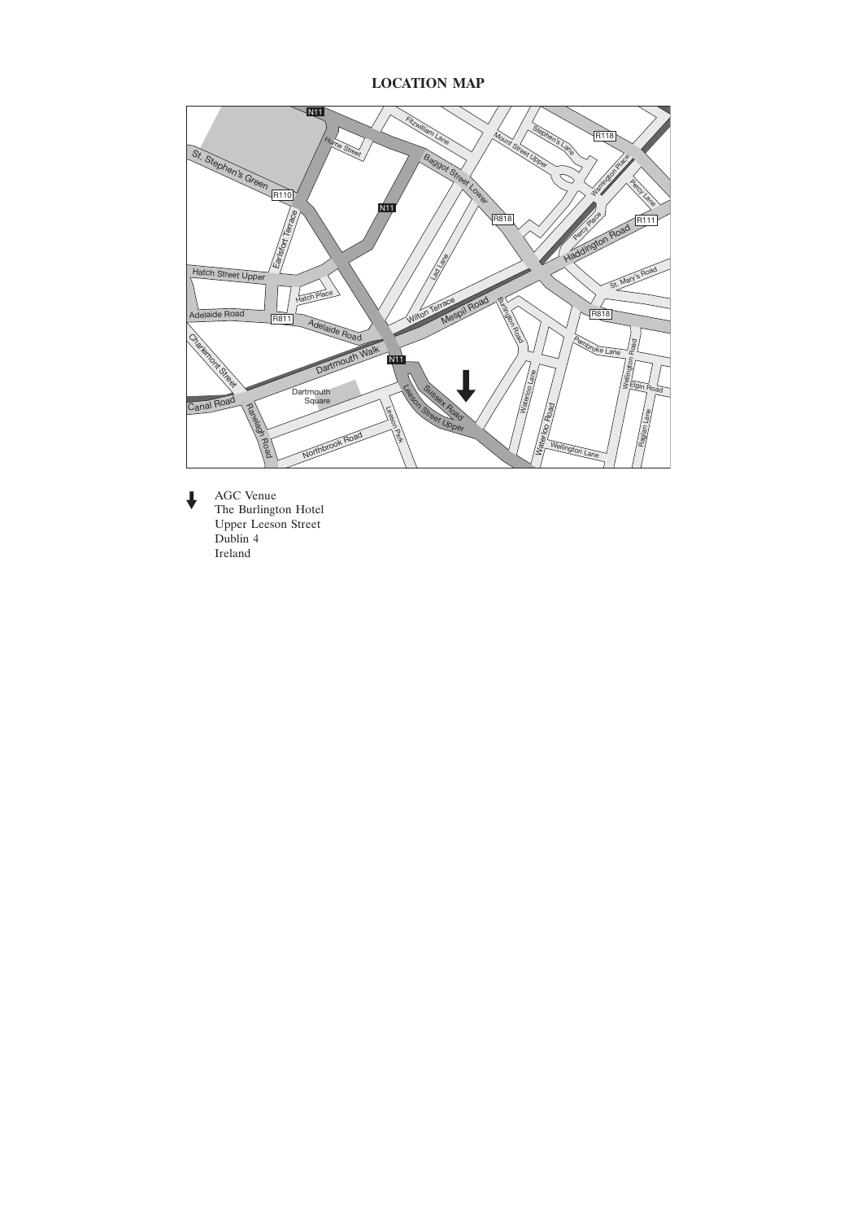# LOCATION MAP

AGC Venue
The Burlington Hotel
Upper Leeson Street
Dublin 4
Ireland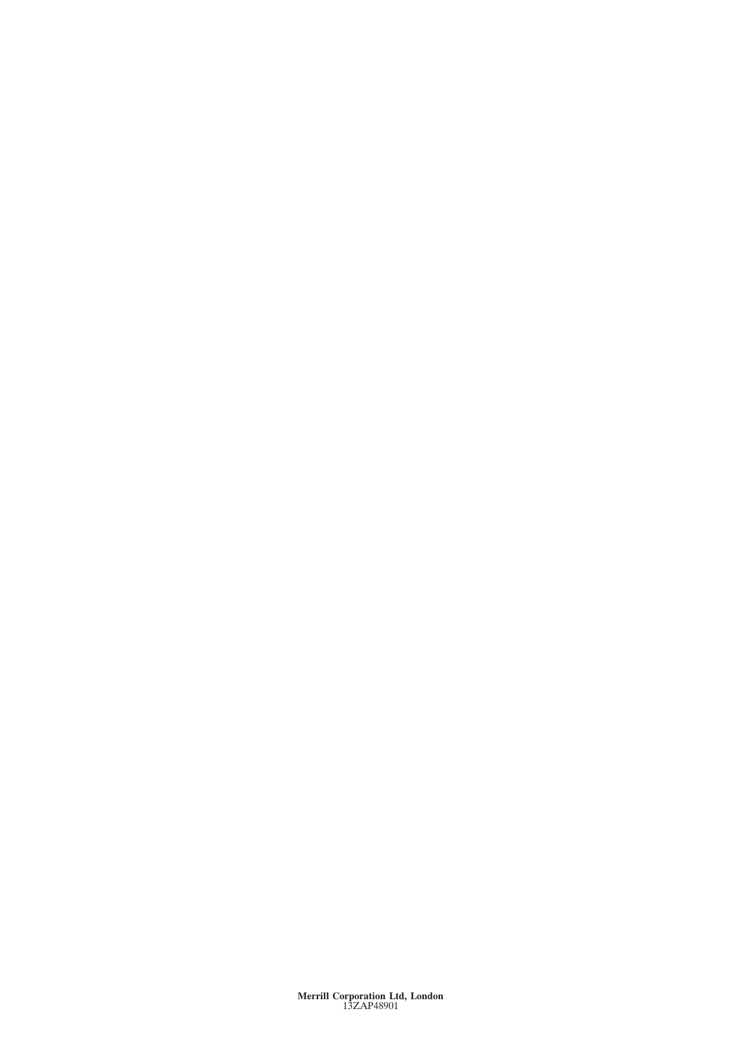**Merrill Corporation Ltd, London**
13ZAP48901